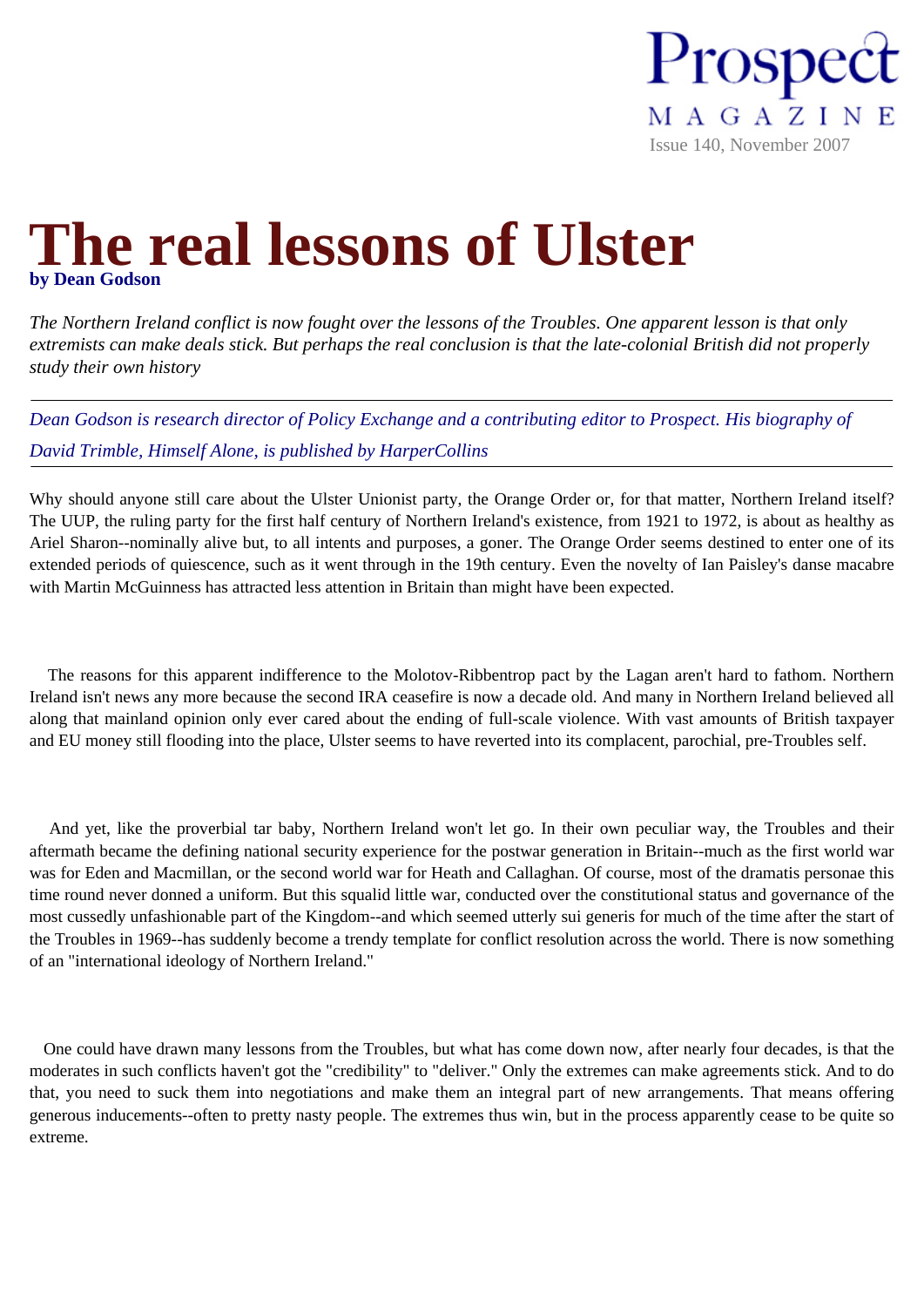Prospect MAGAZINE

Issue 140, November 2007

# The real lessons of Ulster

**by Dean Godson**

*The Northern Ireland conflict is now fought over the lessons of the Troubles. One apparent lesson is that only extremists can make deals stick. But perhaps the real conclusion is that the late-colonial British did not properly study their own history*

---

*Dean Godson is research director of Policy Exchange and a contributing editor to Prospect. His biography of David Trimble, Himself Alone, is published by HarperCollins*

---

Why should anyone still care about the Ulster Unionist party, the Orange Order or, for that matter, Northern Ireland itself? The UUP, the ruling party for the first half century of Northern Ireland's existence, from 1921 to 1972, is about as healthy as Ariel Sharon--nominally alive but, to all intents and purposes, a goner. The Orange Order seems destined to enter one of its extended periods of quiescence, such as it went through in the 19th century. Even the novelty of Ian Paisley's danse macabre with Martin McGuinness has attracted less attention in Britain than might have been expected.

The reasons for this apparent indifference to the Molotov-Ribbentrop pact by the Lagan aren't hard to fathom. Northern Ireland isn't news any more because the second IRA ceasefire is now a decade old. And many in Northern Ireland believed all along that mainland opinion only ever cared about the ending of full-scale violence. With vast amounts of British taxpayer and EU money still flooding into the place, Ulster seems to have reverted into its complacent, parochial, pre-Troubles self.

And yet, like the proverbial tar baby, Northern Ireland won't let go. In their own peculiar way, the Troubles and their aftermath became the defining national security experience for the postwar generation in Britain--much as the first world war was for Eden and Macmillan, or the second world war for Heath and Callaghan. Of course, most of the dramatis personae this time round never donned a uniform. But this squalid little war, conducted over the constitutional status and governance of the most cussedly unfashionable part of the Kingdom--and which seemed utterly sui generis for much of the time after the start of the Troubles in 1969--has suddenly become a trendy template for conflict resolution across the world. There is now something of an "international ideology of Northern Ireland."

One could have drawn many lessons from the Troubles, but what has come down now, after nearly four decades, is that the moderates in such conflicts haven't got the "credibility" to "deliver." Only the extremes can make agreements stick. And to do that, you need to suck them into negotiations and make them an integral part of new arrangements. That means offering generous inducements--often to pretty nasty people. The extremes thus win, but in the process apparently cease to be quite so extreme.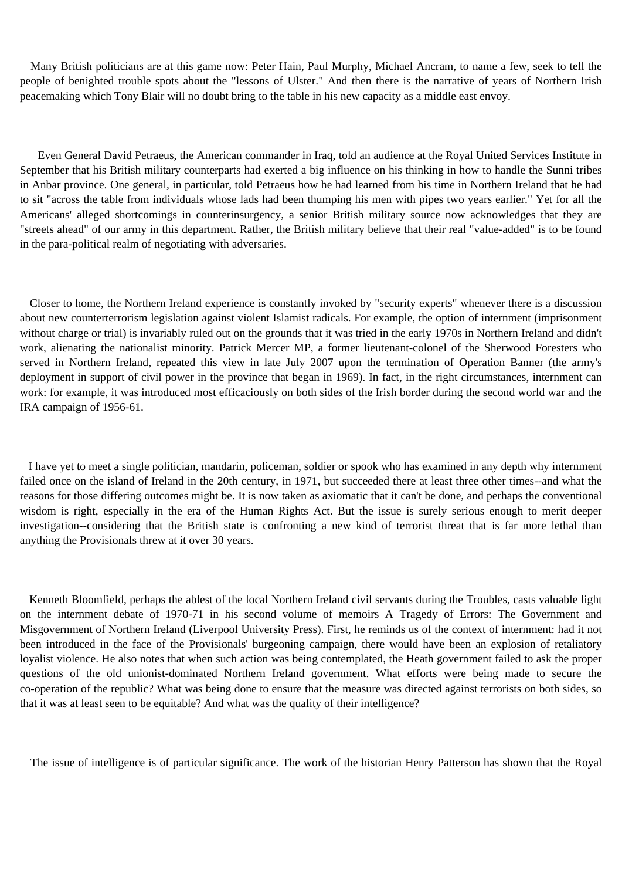Many British politicians are at this game now: Peter Hain, Paul Murphy, Michael Ancram, to name a few, seek to tell the people of benighted trouble spots about the "lessons of Ulster." And then there is the narrative of years of Northern Irish peacemaking which Tony Blair will no doubt bring to the table in his new capacity as a middle east envoy.

Even General David Petraeus, the American commander in Iraq, told an audience at the Royal United Services Institute in September that his British military counterparts had exerted a big influence on his thinking in how to handle the Sunni tribes in Anbar province. One general, in particular, told Petraeus how he had learned from his time in Northern Ireland that he had to sit "across the table from individuals whose lads had been thumping his men with pipes two years earlier." Yet for all the Americans' alleged shortcomings in counterinsurgency, a senior British military source now acknowledges that they are "streets ahead" of our army in this department. Rather, the British military believe that their real "value-added" is to be found in the para-political realm of negotiating with adversaries.

Closer to home, the Northern Ireland experience is constantly invoked by "security experts" whenever there is a discussion about new counterterrorism legislation against violent Islamist radicals. For example, the option of internment (imprisonment without charge or trial) is invariably ruled out on the grounds that it was tried in the early 1970s in Northern Ireland and didn't work, alienating the nationalist minority. Patrick Mercer MP, a former lieutenant-colonel of the Sherwood Foresters who served in Northern Ireland, repeated this view in late July 2007 upon the termination of Operation Banner (the army's deployment in support of civil power in the province that began in 1969). In fact, in the right circumstances, internment can work: for example, it was introduced most efficaciously on both sides of the Irish border during the second world war and the IRA campaign of 1956-61.

I have yet to meet a single politician, mandarin, policeman, soldier or spook who has examined in any depth why internment failed once on the island of Ireland in the 20th century, in 1971, but succeeded there at least three other times--and what the reasons for those differing outcomes might be. It is now taken as axiomatic that it can't be done, and perhaps the conventional wisdom is right, especially in the era of the Human Rights Act. But the issue is surely serious enough to merit deeper investigation--considering that the British state is confronting a new kind of terrorist threat that is far more lethal than anything the Provisionals threw at it over 30 years.

Kenneth Bloomfield, perhaps the ablest of the local Northern Ireland civil servants during the Troubles, casts valuable light on the internment debate of 1970-71 in his second volume of memoirs A Tragedy of Errors: The Government and Misgovernment of Northern Ireland (Liverpool University Press). First, he reminds us of the context of internment: had it not been introduced in the face of the Provisionals' burgeoning campaign, there would have been an explosion of retaliatory loyalist violence. He also notes that when such action was being contemplated, the Heath government failed to ask the proper questions of the old unionist-dominated Northern Ireland government. What efforts were being made to secure the co-operation of the republic? What was being done to ensure that the measure was directed against terrorists on both sides, so that it was at least seen to be equitable? And what was the quality of their intelligence?

The issue of intelligence is of particular significance. The work of the historian Henry Patterson has shown that the Royal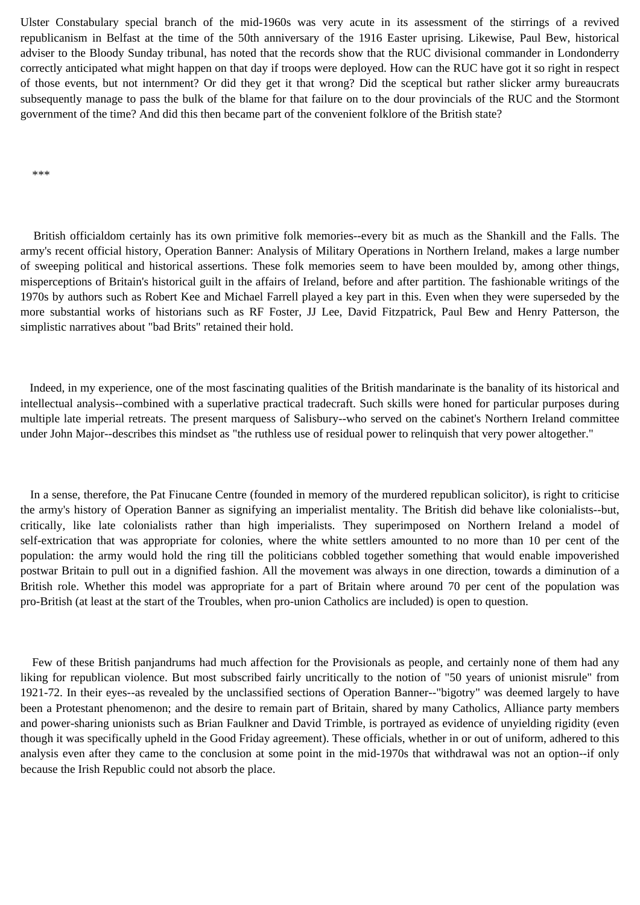Ulster Constabulary special branch of the mid-1960s was very acute in its assessment of the stirrings of a revived republicanism in Belfast at the time of the 50th anniversary of the 1916 Easter uprising. Likewise, Paul Bew, historical adviser to the Bloody Sunday tribunal, has noted that the records show that the RUC divisional commander in Londonderry correctly anticipated what might happen on that day if troops were deployed. How can the RUC have got it so right in respect of those events, but not internment? Or did they get it that wrong? Did the sceptical but rather slicker army bureaucrats subsequently manage to pass the bulk of the blame for that failure on to the dour provincials of the RUC and the Stormont government of the time? And did this then became part of the convenient folklore of the British state?

***

British officialdom certainly has its own primitive folk memories--every bit as much as the Shankill and the Falls. The army's recent official history, Operation Banner: Analysis of Military Operations in Northern Ireland, makes a large number of sweeping political and historical assertions. These folk memories seem to have been moulded by, among other things, misperceptions of Britain's historical guilt in the affairs of Ireland, before and after partition. The fashionable writings of the 1970s by authors such as Robert Kee and Michael Farrell played a key part in this. Even when they were superseded by the more substantial works of historians such as RF Foster, JJ Lee, David Fitzpatrick, Paul Bew and Henry Patterson, the simplistic narratives about "bad Brits" retained their hold.

Indeed, in my experience, one of the most fascinating qualities of the British mandarinate is the banality of its historical and intellectual analysis--combined with a superlative practical tradecraft. Such skills were honed for particular purposes during multiple late imperial retreats. The present marquess of Salisbury--who served on the cabinet's Northern Ireland committee under John Major--describes this mindset as "the ruthless use of residual power to relinquish that very power altogether."

In a sense, therefore, the Pat Finucane Centre (founded in memory of the murdered republican solicitor), is right to criticise the army's history of Operation Banner as signifying an imperialist mentality. The British did behave like colonialists--but, critically, like late colonialists rather than high imperialists. They superimposed on Northern Ireland a model of self-extrication that was appropriate for colonies, where the white settlers amounted to no more than 10 per cent of the population: the army would hold the ring till the politicians cobbled together something that would enable impoverished postwar Britain to pull out in a dignified fashion. All the movement was always in one direction, towards a diminution of a British role. Whether this model was appropriate for a part of Britain where around 70 per cent of the population was pro-British (at least at the start of the Troubles, when pro-union Catholics are included) is open to question.

Few of these British panjandrums had much affection for the Provisionals as people, and certainly none of them had any liking for republican violence. But most subscribed fairly uncritically to the notion of "50 years of unionist misrule" from 1921-72. In their eyes--as revealed by the unclassified sections of Operation Banner--"bigotry" was deemed largely to have been a Protestant phenomenon; and the desire to remain part of Britain, shared by many Catholics, Alliance party members and power-sharing unionists such as Brian Faulkner and David Trimble, is portrayed as evidence of unyielding rigidity (even though it was specifically upheld in the Good Friday agreement). These officials, whether in or out of uniform, adhered to this analysis even after they came to the conclusion at some point in the mid-1970s that withdrawal was not an option--if only because the Irish Republic could not absorb the place.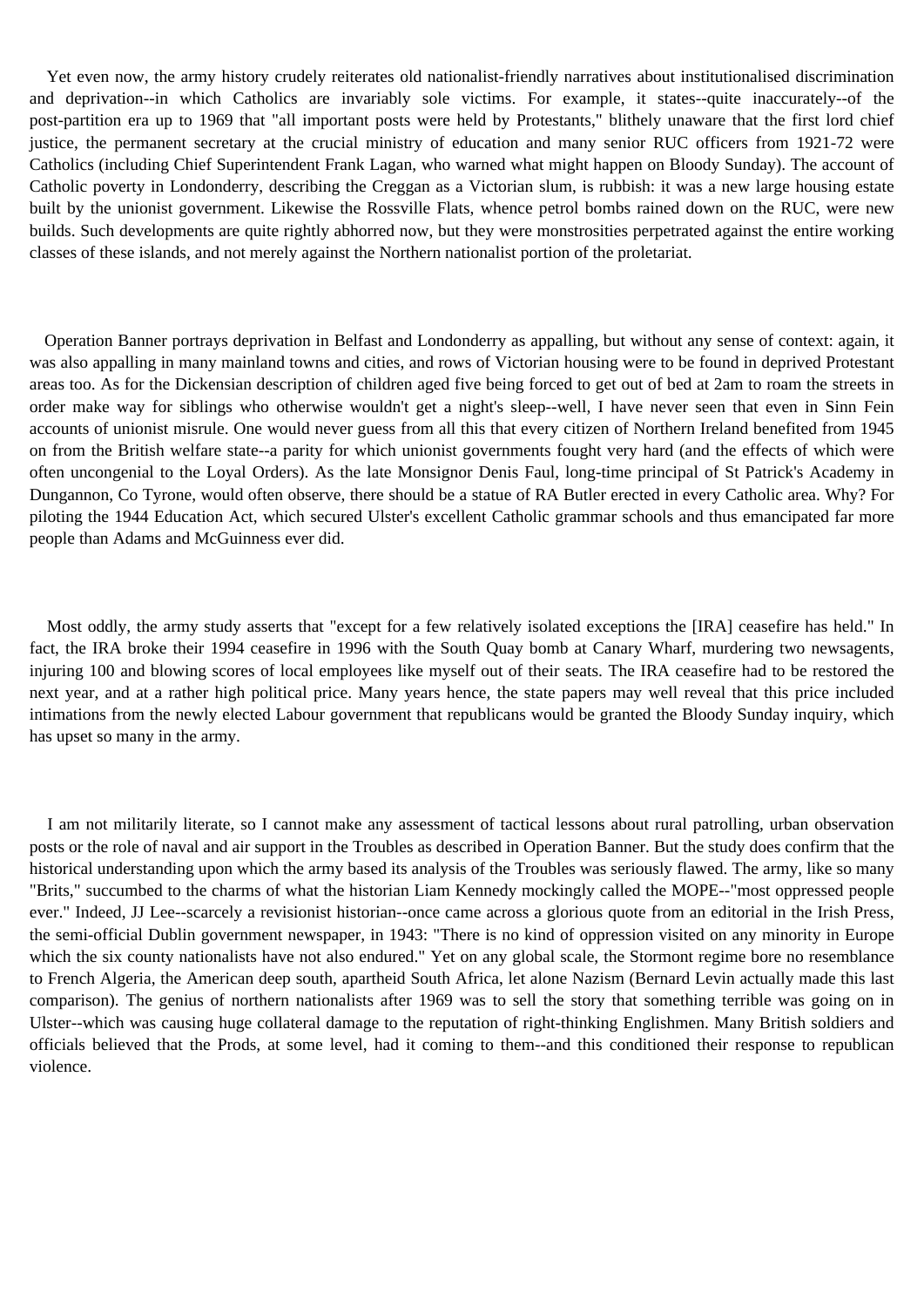Yet even now, the army history crudely reiterates old nationalist-friendly narratives about institutionalised discrimination and deprivation--in which Catholics are invariably sole victims. For example, it states--quite inaccurately--of the post-partition era up to 1969 that "all important posts were held by Protestants," blithely unaware that the first lord chief justice, the permanent secretary at the crucial ministry of education and many senior RUC officers from 1921-72 were Catholics (including Chief Superintendent Frank Lagan, who warned what might happen on Bloody Sunday). The account of Catholic poverty in Londonderry, describing the Creggan as a Victorian slum, is rubbish: it was a new large housing estate built by the unionist government. Likewise the Rossville Flats, whence petrol bombs rained down on the RUC, were new builds. Such developments are quite rightly abhorred now, but they were monstrosities perpetrated against the entire working classes of these islands, and not merely against the Northern nationalist portion of the proletariat.

Operation Banner portrays deprivation in Belfast and Londonderry as appalling, but without any sense of context: again, it was also appalling in many mainland towns and cities, and rows of Victorian housing were to be found in deprived Protestant areas too. As for the Dickensian description of children aged five being forced to get out of bed at 2am to roam the streets in order make way for siblings who otherwise wouldn't get a night's sleep--well, I have never seen that even in Sinn Fein accounts of unionist misrule. One would never guess from all this that every citizen of Northern Ireland benefited from 1945 on from the British welfare state--a parity for which unionist governments fought very hard (and the effects of which were often uncongenial to the Loyal Orders). As the late Monsignor Denis Faul, long-time principal of St Patrick's Academy in Dungannon, Co Tyrone, would often observe, there should be a statue of RA Butler erected in every Catholic area. Why? For piloting the 1944 Education Act, which secured Ulster's excellent Catholic grammar schools and thus emancipated far more people than Adams and McGuinness ever did.

Most oddly, the army study asserts that "except for a few relatively isolated exceptions the [IRA] ceasefire has held." In fact, the IRA broke their 1994 ceasefire in 1996 with the South Quay bomb at Canary Wharf, murdering two newsagents, injuring 100 and blowing scores of local employees like myself out of their seats. The IRA ceasefire had to be restored the next year, and at a rather high political price. Many years hence, the state papers may well reveal that this price included intimations from the newly elected Labour government that republicans would be granted the Bloody Sunday inquiry, which has upset so many in the army.

I am not militarily literate, so I cannot make any assessment of tactical lessons about rural patrolling, urban observation posts or the role of naval and air support in the Troubles as described in Operation Banner. But the study does confirm that the historical understanding upon which the army based its analysis of the Troubles was seriously flawed. The army, like so many "Brits," succumbed to the charms of what the historian Liam Kennedy mockingly called the MOPE--"most oppressed people ever." Indeed, JJ Lee--scarcely a revisionist historian--once came across a glorious quote from an editorial in the Irish Press, the semi-official Dublin government newspaper, in 1943: "There is no kind of oppression visited on any minority in Europe which the six county nationalists have not also endured." Yet on any global scale, the Stormont regime bore no resemblance to French Algeria, the American deep south, apartheid South Africa, let alone Nazism (Bernard Levin actually made this last comparison). The genius of northern nationalists after 1969 was to sell the story that something terrible was going on in Ulster--which was causing huge collateral damage to the reputation of right-thinking Englishmen. Many British soldiers and officials believed that the Prods, at some level, had it coming to them--and this conditioned their response to republican violence.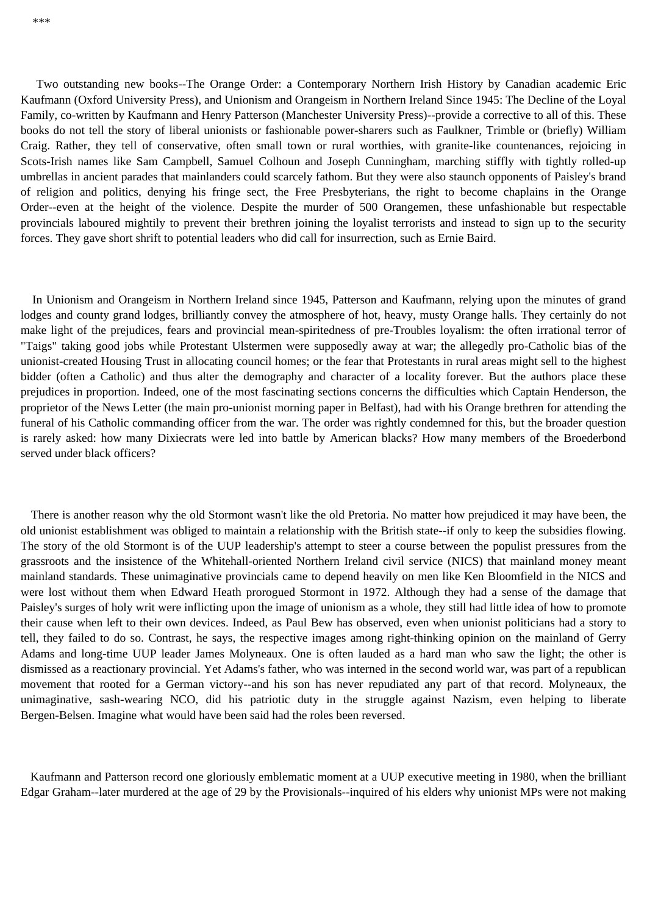***

Two outstanding new books--The Orange Order: a Contemporary Northern Irish History by Canadian academic Eric Kaufmann (Oxford University Press), and Unionism and Orangeism in Northern Ireland Since 1945: The Decline of the Loyal Family, co-written by Kaufmann and Henry Patterson (Manchester University Press)--provide a corrective to all of this. These books do not tell the story of liberal unionists or fashionable power-sharers such as Faulkner, Trimble or (briefly) William Craig. Rather, they tell of conservative, often small town or rural worthies, with granite-like countenances, rejoicing in Scots-Irish names like Sam Campbell, Samuel Colhoun and Joseph Cunningham, marching stiffly with tightly rolled-up umbrellas in ancient parades that mainlanders could scarcely fathom. But they were also staunch opponents of Paisley's brand of religion and politics, denying his fringe sect, the Free Presbyterians, the right to become chaplains in the Orange Order--even at the height of the violence. Despite the murder of 500 Orangemen, these unfashionable but respectable provincials laboured mightily to prevent their brethren joining the loyalist terrorists and instead to sign up to the security forces. They gave short shrift to potential leaders who did call for insurrection, such as Ernie Baird.

In Unionism and Orangeism in Northern Ireland since 1945, Patterson and Kaufmann, relying upon the minutes of grand lodges and county grand lodges, brilliantly convey the atmosphere of hot, heavy, musty Orange halls. They certainly do not make light of the prejudices, fears and provincial mean-spiritedness of pre-Troubles loyalism: the often irrational terror of "Taigs" taking good jobs while Protestant Ulstermen were supposedly away at war; the allegedly pro-Catholic bias of the unionist-created Housing Trust in allocating council homes; or the fear that Protestants in rural areas might sell to the highest bidder (often a Catholic) and thus alter the demography and character of a locality forever. But the authors place these prejudices in proportion. Indeed, one of the most fascinating sections concerns the difficulties which Captain Henderson, the proprietor of the News Letter (the main pro-unionist morning paper in Belfast), had with his Orange brethren for attending the funeral of his Catholic commanding officer from the war. The order was rightly condemned for this, but the broader question is rarely asked: how many Dixiecrats were led into battle by American blacks? How many members of the Broederbond served under black officers?

There is another reason why the old Stormont wasn't like the old Pretoria. No matter how prejudiced it may have been, the old unionist establishment was obliged to maintain a relationship with the British state--if only to keep the subsidies flowing. The story of the old Stormont is of the UUP leadership's attempt to steer a course between the populist pressures from the grassroots and the insistence of the Whitehall-oriented Northern Ireland civil service (NICS) that mainland money meant mainland standards. These unimaginative provincials came to depend heavily on men like Ken Bloomfield in the NICS and were lost without them when Edward Heath prorogued Stormont in 1972. Although they had a sense of the damage that Paisley's surges of holy writ were inflicting upon the image of unionism as a whole, they still had little idea of how to promote their cause when left to their own devices. Indeed, as Paul Bew has observed, even when unionist politicians had a story to tell, they failed to do so. Contrast, he says, the respective images among right-thinking opinion on the mainland of Gerry Adams and long-time UUP leader James Molyneaux. One is often lauded as a hard man who saw the light; the other is dismissed as a reactionary provincial. Yet Adams's father, who was interned in the second world war, was part of a republican movement that rooted for a German victory--and his son has never repudiated any part of that record. Molyneaux, the unimaginative, sash-wearing NCO, did his patriotic duty in the struggle against Nazism, even helping to liberate Bergen-Belsen. Imagine what would have been said had the roles been reversed.

Kaufmann and Patterson record one gloriously emblematic moment at a UUP executive meeting in 1980, when the brilliant Edgar Graham--later murdered at the age of 29 by the Provisionals--inquired of his elders why unionist MPs were not making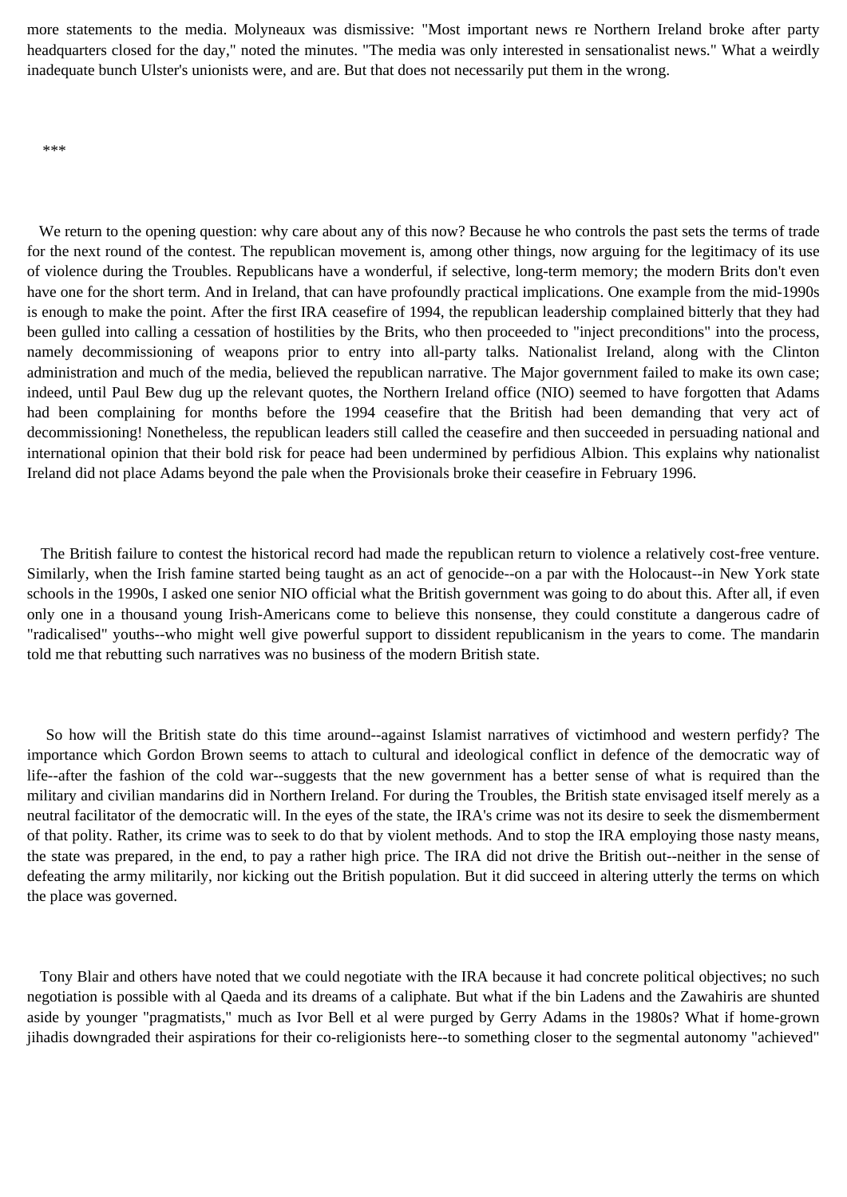more statements to the media. Molyneaux was dismissive: "Most important news re Northern Ireland broke after party headquarters closed for the day," noted the minutes. "The media was only interested in sensationalist news." What a weirdly inadequate bunch Ulster's unionists were, and are. But that does not necessarily put them in the wrong.

***

We return to the opening question: why care about any of this now? Because he who controls the past sets the terms of trade for the next round of the contest. The republican movement is, among other things, now arguing for the legitimacy of its use of violence during the Troubles. Republicans have a wonderful, if selective, long-term memory; the modern Brits don't even have one for the short term. And in Ireland, that can have profoundly practical implications. One example from the mid-1990s is enough to make the point. After the first IRA ceasefire of 1994, the republican leadership complained bitterly that they had been gulled into calling a cessation of hostilities by the Brits, who then proceeded to "inject preconditions" into the process, namely decommissioning of weapons prior to entry into all-party talks. Nationalist Ireland, along with the Clinton administration and much of the media, believed the republican narrative. The Major government failed to make its own case; indeed, until Paul Bew dug up the relevant quotes, the Northern Ireland office (NIO) seemed to have forgotten that Adams had been complaining for months before the 1994 ceasefire that the British had been demanding that very act of decommissioning! Nonetheless, the republican leaders still called the ceasefire and then succeeded in persuading national and international opinion that their bold risk for peace had been undermined by perfidious Albion. This explains why nationalist Ireland did not place Adams beyond the pale when the Provisionals broke their ceasefire in February 1996.

The British failure to contest the historical record had made the republican return to violence a relatively cost-free venture. Similarly, when the Irish famine started being taught as an act of genocide--on a par with the Holocaust--in New York state schools in the 1990s, I asked one senior NIO official what the British government was going to do about this. After all, if even only one in a thousand young Irish-Americans come to believe this nonsense, they could constitute a dangerous cadre of "radicalised" youths--who might well give powerful support to dissident republicanism in the years to come. The mandarin told me that rebutting such narratives was no business of the modern British state.

So how will the British state do this time around--against Islamist narratives of victimhood and western perfidy? The importance which Gordon Brown seems to attach to cultural and ideological conflict in defence of the democratic way of life--after the fashion of the cold war--suggests that the new government has a better sense of what is required than the military and civilian mandarins did in Northern Ireland. For during the Troubles, the British state envisaged itself merely as a neutral facilitator of the democratic will. In the eyes of the state, the IRA's crime was not its desire to seek the dismemberment of that polity. Rather, its crime was to seek to do that by violent methods. And to stop the IRA employing those nasty means, the state was prepared, in the end, to pay a rather high price. The IRA did not drive the British out--neither in the sense of defeating the army militarily, nor kicking out the British population. But it did succeed in altering utterly the terms on which the place was governed.

Tony Blair and others have noted that we could negotiate with the IRA because it had concrete political objectives; no such negotiation is possible with al Qaeda and its dreams of a caliphate. But what if the bin Ladens and the Zawahiris are shunted aside by younger "pragmatists," much as Ivor Bell et al were purged by Gerry Adams in the 1980s? What if home-grown jihadis downgraded their aspirations for their co-religionists here--to something closer to the segmental autonomy "achieved"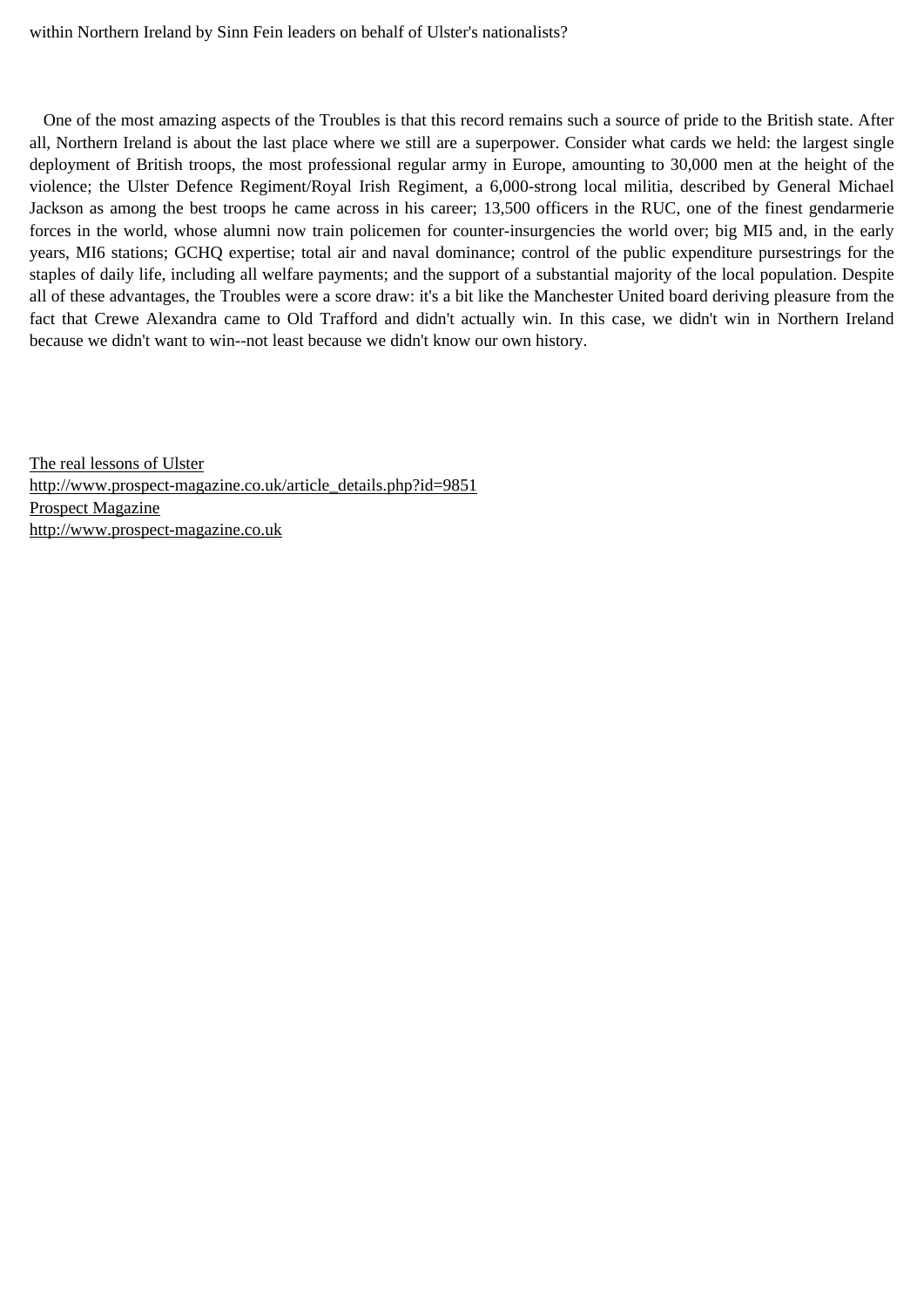within Northern Ireland by Sinn Fein leaders on behalf of Ulster's nationalists?

One of the most amazing aspects of the Troubles is that this record remains such a source of pride to the British state. After all, Northern Ireland is about the last place where we still are a superpower. Consider what cards we held: the largest single deployment of British troops, the most professional regular army in Europe, amounting to 30,000 men at the height of the violence; the Ulster Defence Regiment/Royal Irish Regiment, a 6,000-strong local militia, described by General Michael Jackson as among the best troops he came across in his career; 13,500 officers in the RUC, one of the finest gendarmerie forces in the world, whose alumni now train policemen for counter-insurgencies the world over; big MI5 and, in the early years, MI6 stations; GCHQ expertise; total air and naval dominance; control of the public expenditure pursestrings for the staples of daily life, including all welfare payments; and the support of a substantial majority of the local population. Despite all of these advantages, the Troubles were a score draw: it's a bit like the Manchester United board deriving pleasure from the fact that Crewe Alexandra came to Old Trafford and didn't actually win. In this case, we didn't win in Northern Ireland because we didn't want to win--not least because we didn't know our own history.

The real lessons of Ulster
http://www.prospect-magazine.co.uk/article_details.php?id=9851
Prospect Magazine
http://www.prospect-magazine.co.uk